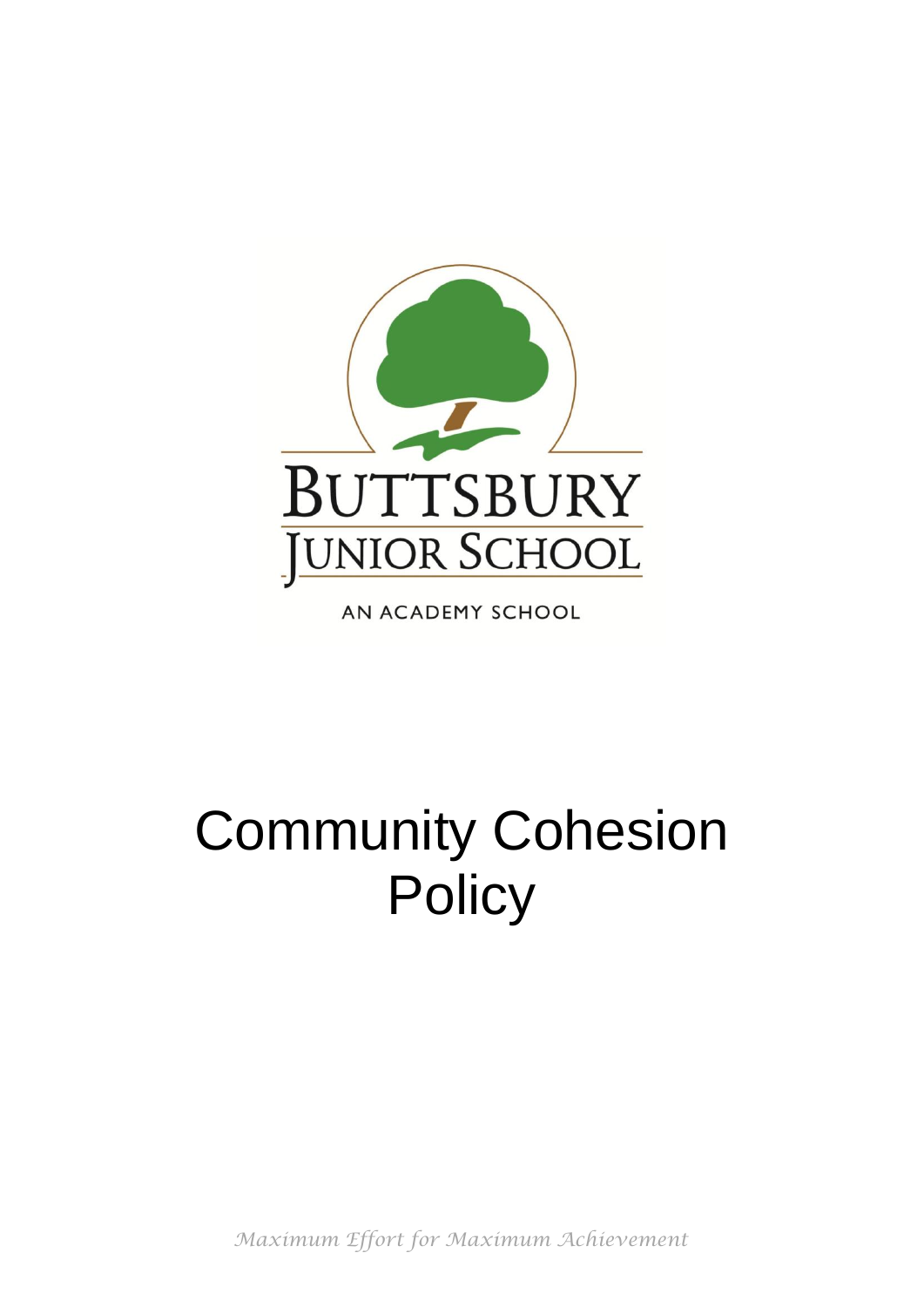BUTTSBURY JUNIOR SCHOOL

AN ACADEMY SCHOOL

# Community Cohesion Policy

*Maximum Effort for Maximum Achievement*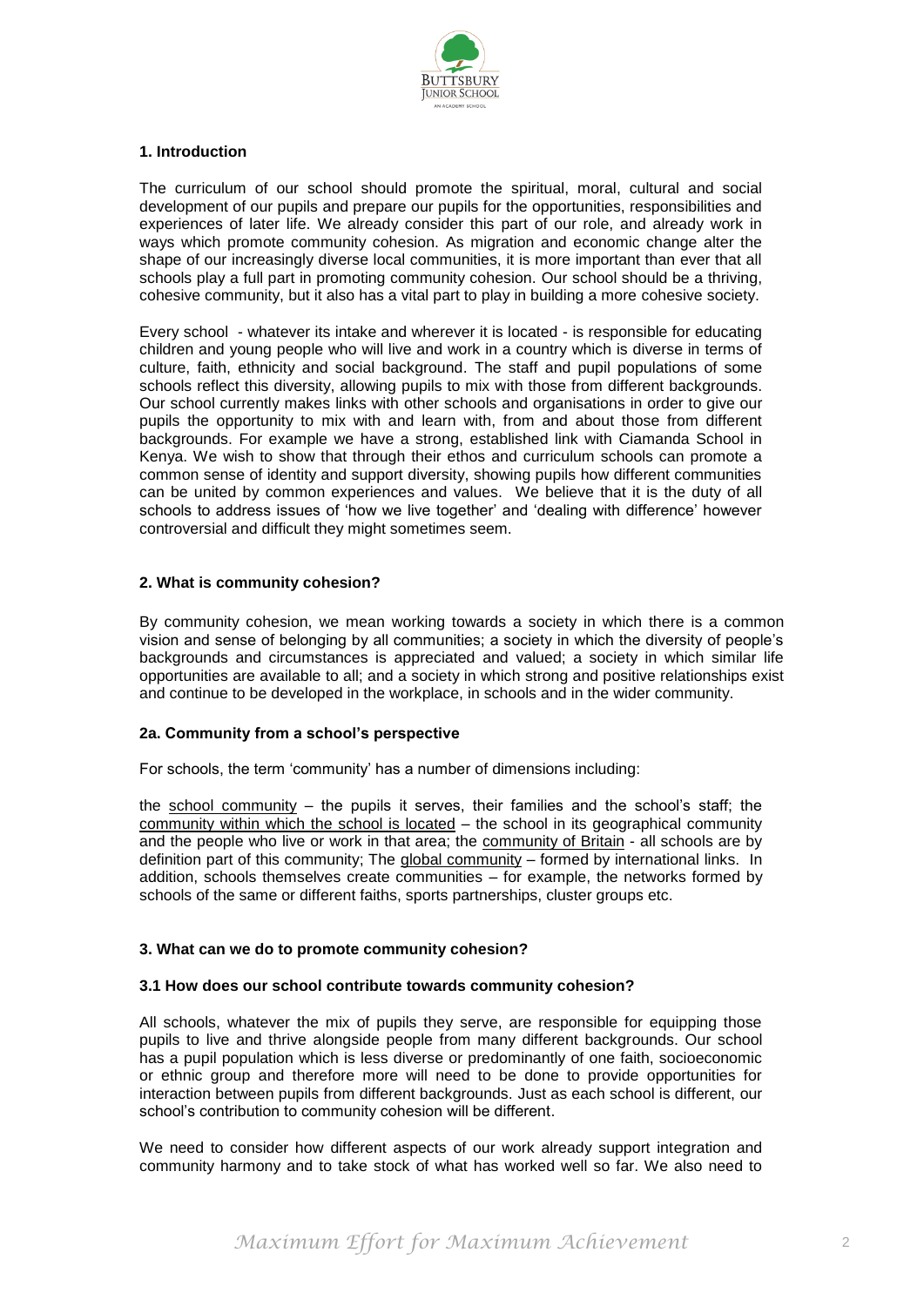## 1. Introduction

The curriculum of our school should promote the spiritual, moral, cultural and social development of our pupils and prepare our pupils for the opportunities, responsibilities and experiences of later life. We already consider this part of our role, and already work in ways which promote community cohesion. As migration and economic change alter the shape of our increasingly diverse local communities, it is more important than ever that all schools play a full part in promoting community cohesion. Our school should be a thriving, cohesive community, but it also has a vital part to play in building a more cohesive society.

Every school - whatever its intake and wherever it is located - is responsible for educating children and young people who will live and work in a country which is diverse in terms of culture, faith, ethnicity and social background. The staff and pupil populations of some schools reflect this diversity, allowing pupils to mix with those from different backgrounds. Our school currently makes links with other schools and organisations in order to give our pupils the opportunity to mix with and learn with, from and about those from different backgrounds. For example we have a strong, established link with Ciamanda School in Kenya. We wish to show that through their ethos and curriculum schools can promote a common sense of identity and support diversity, showing pupils how different communities can be united by common experiences and values. We believe that it is the duty of all schools to address issues of 'how we live together' and 'dealing with difference' however controversial and difficult they might sometimes seem.

## 2. What is community cohesion?

By community cohesion, we mean working towards a society in which there is a common vision and sense of belonging by all communities; a society in which the diversity of people's backgrounds and circumstances is appreciated and valued; a society in which similar life opportunities are available to all; and a society in which strong and positive relationships exist and continue to be developed in the workplace, in schools and in the wider community.

### 2a. Community from a school's perspective

For schools, the term 'community' has a number of dimensions including:

the school community – the pupils it serves, their families and the school's staff; the community within which the school is located – the school in its geographical community and the people who live or work in that area; the community of Britain - all schools are by definition part of this community; The global community – formed by international links. In addition, schools themselves create communities – for example, the networks formed by schools of the same or different faiths, sports partnerships, cluster groups etc.

## 3. What can we do to promote community cohesion?

### 3.1 How does our school contribute towards community cohesion?

All schools, whatever the mix of pupils they serve, are responsible for equipping those pupils to live and thrive alongside people from many different backgrounds. Our school has a pupil population which is less diverse or predominantly of one faith, socioeconomic or ethnic group and therefore more will need to be done to provide opportunities for interaction between pupils from different backgrounds. Just as each school is different, our school's contribution to community cohesion will be different.

We need to consider how different aspects of our work already support integration and community harmony and to take stock of what has worked well so far. We also need to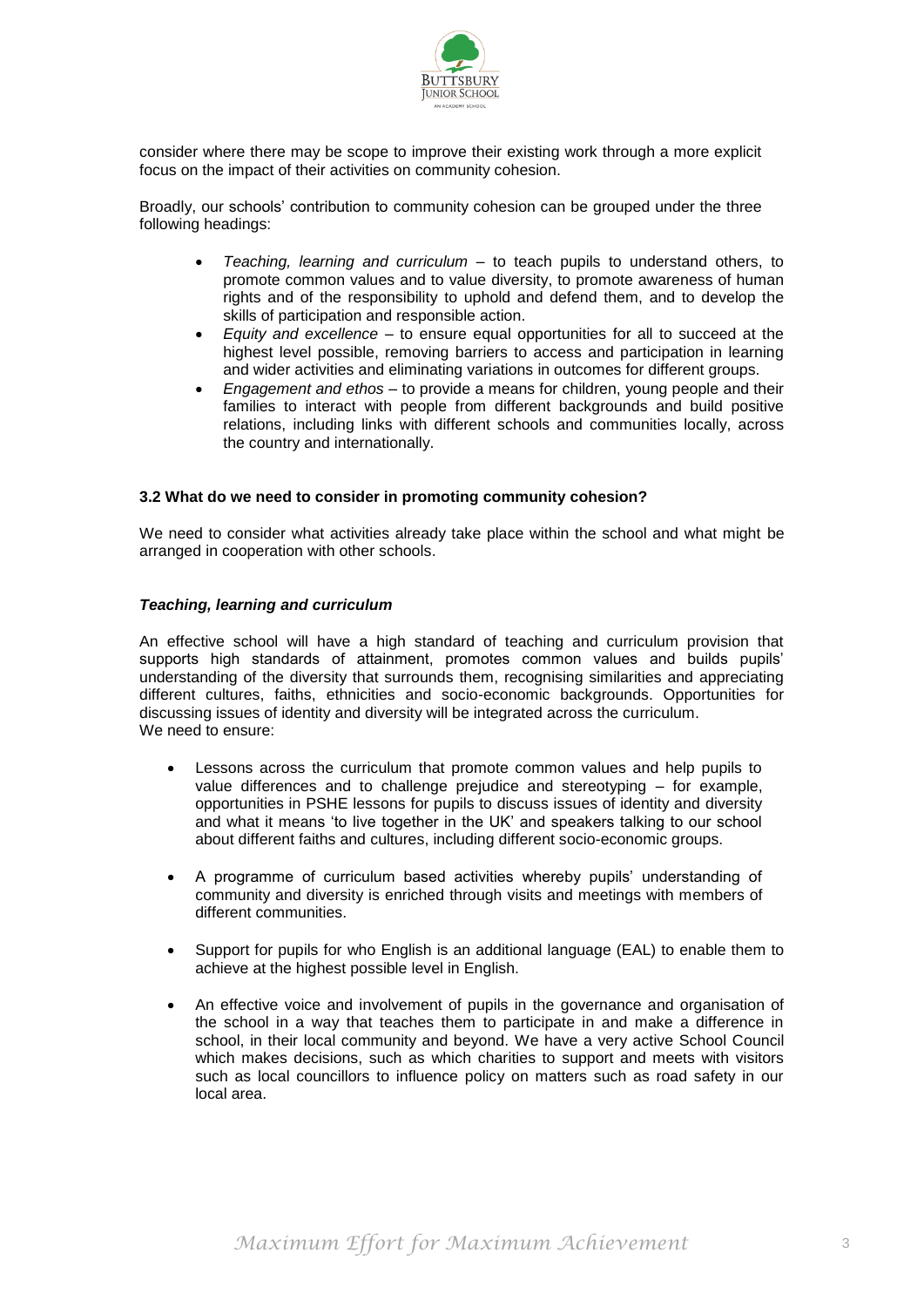consider where there may be scope to improve their existing work through a more explicit focus on the impact of their activities on community cohesion.

Broadly, our schools' contribution to community cohesion can be grouped under the three following headings:

- *Teaching, learning and curriculum* – to teach pupils to understand others, to promote common values and to value diversity, to promote awareness of human rights and of the responsibility to uphold and defend them, and to develop the skills of participation and responsible action.
- *Equity and excellence* – to ensure equal opportunities for all to succeed at the highest level possible, removing barriers to access and participation in learning and wider activities and eliminating variations in outcomes for different groups.
- *Engagement and ethos* – to provide a means for children, young people and their families to interact with people from different backgrounds and build positive relations, including links with different schools and communities locally, across the country and internationally.

### 3.2 What do we need to consider in promoting community cohesion?

We need to consider what activities already take place within the school and what might be arranged in cooperation with other schools.

#### *Teaching, learning and curriculum*

An effective school will have a high standard of teaching and curriculum provision that supports high standards of attainment, promotes common values and builds pupils' understanding of the diversity that surrounds them, recognising similarities and appreciating different cultures, faiths, ethnicities and socio-economic backgrounds. Opportunities for discussing issues of identity and diversity will be integrated across the curriculum.
We need to ensure:

- Lessons across the curriculum that promote common values and help pupils to value differences and to challenge prejudice and stereotyping – for example, opportunities in PSHE lessons for pupils to discuss issues of identity and diversity and what it means 'to live together in the UK' and speakers talking to our school about different faiths and cultures, including different socio-economic groups.

- A programme of curriculum based activities whereby pupils' understanding of community and diversity is enriched through visits and meetings with members of different communities.

- Support for pupils for who English is an additional language (EAL) to enable them to achieve at the highest possible level in English.

- An effective voice and involvement of pupils in the governance and organisation of the school in a way that teaches them to participate in and make a difference in school, in their local community and beyond. We have a very active School Council which makes decisions, such as which charities to support and meets with visitors such as local councillors to influence policy on matters such as road safety in our local area.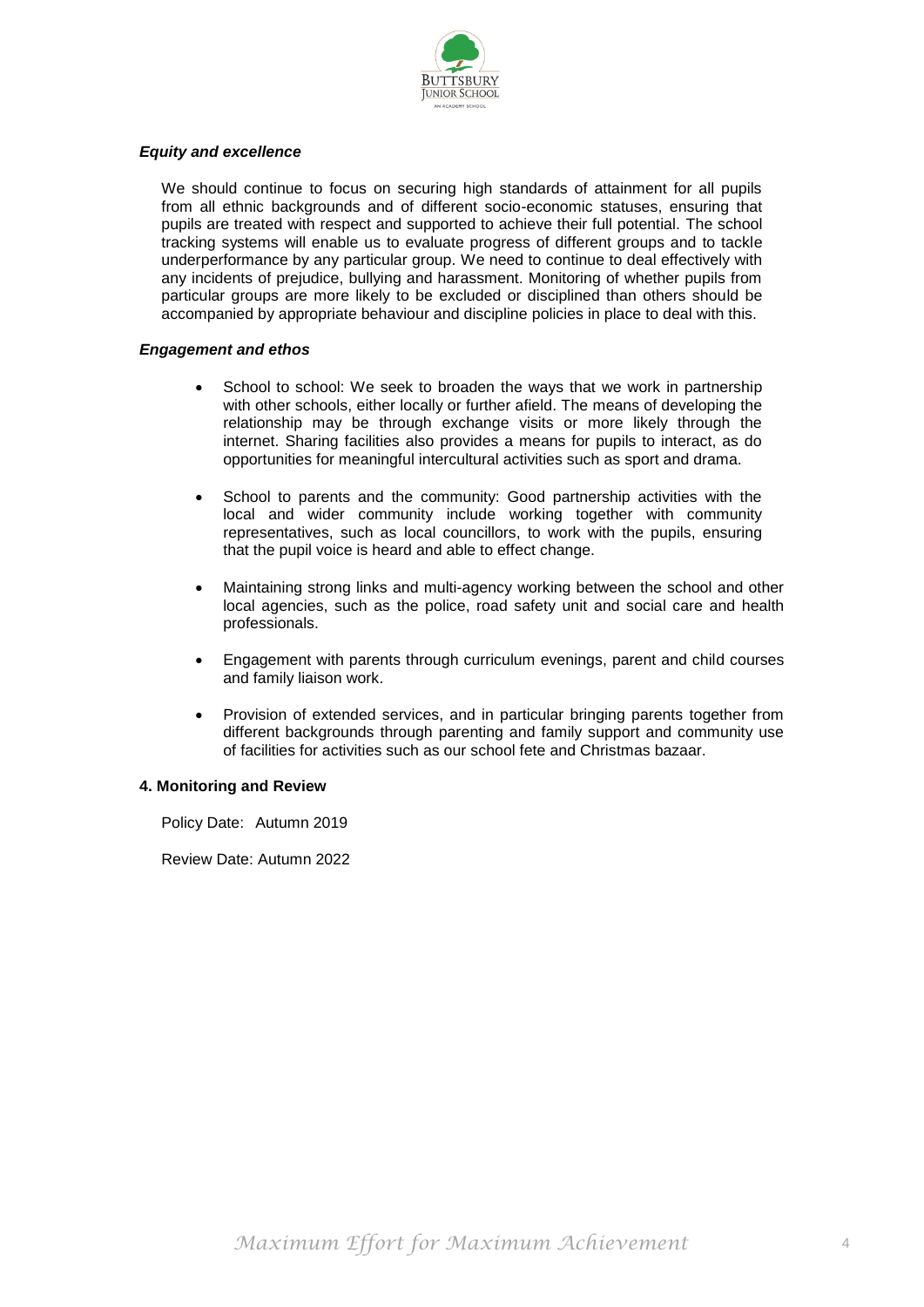***Equity and excellence***

We should continue to focus on securing high standards of attainment for all pupils from all ethnic backgrounds and of different socio-economic statuses, ensuring that pupils are treated with respect and supported to achieve their full potential. The school tracking systems will enable us to evaluate progress of different groups and to tackle underperformance by any particular group. We need to continue to deal effectively with any incidents of prejudice, bullying and harassment. Monitoring of whether pupils from particular groups are more likely to be excluded or disciplined than others should be accompanied by appropriate behaviour and discipline policies in place to deal with this.

***Engagement and ethos***

- School to school: We seek to broaden the ways that we work in partnership with other schools, either locally or further afield. The means of developing the relationship may be through exchange visits or more likely through the internet. Sharing facilities also provides a means for pupils to interact, as do opportunities for meaningful intercultural activities such as sport and drama.

- School to parents and the community: Good partnership activities with the local and wider community include working together with community representatives, such as local councillors, to work with the pupils, ensuring that the pupil voice is heard and able to effect change.

- Maintaining strong links and multi-agency working between the school and other local agencies, such as the police, road safety unit and social care and health professionals.

- Engagement with parents through curriculum evenings, parent and child courses and family liaison work.

- Provision of extended services, and in particular bringing parents together from different backgrounds through parenting and family support and community use of facilities for activities such as our school fete and Christmas bazaar.

**4. Monitoring and Review**

Policy Date: Autumn 2019

Review Date: Autumn 2022